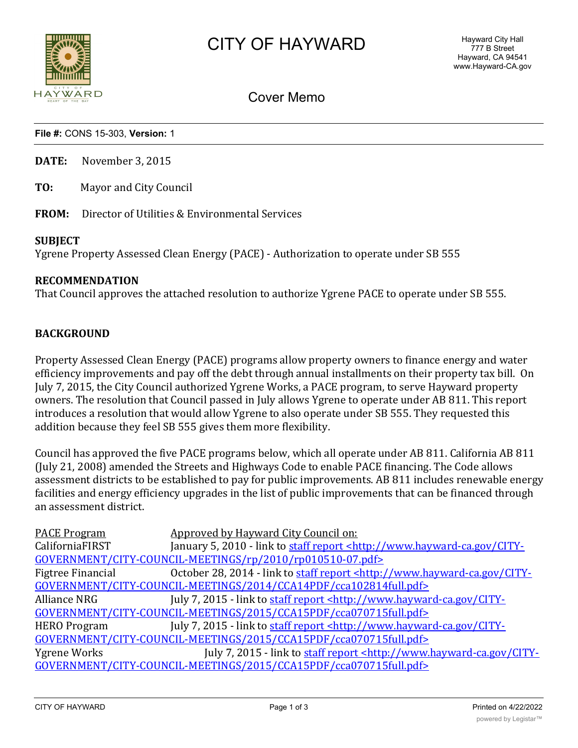# CITY OF HAYWARD

Hayward City Hall
777 B Street
Hayward, CA 94541
www.Hayward-CA.gov

## Cover Memo

**File #:** CONS 15-303, **Version:** 1

**DATE:** November 3, 2015

**TO:** Mayor and City Council

**FROM:** Director of Utilities & Environmental Services

**SUBJECT**
Ygrene Property Assessed Clean Energy (PACE) - Authorization to operate under SB 555

**RECOMMENDATION**
That Council approves the attached resolution to authorize Ygrene PACE to operate under SB 555.

**BACKGROUND**

Property Assessed Clean Energy (PACE) programs allow property owners to finance energy and water efficiency improvements and pay off the debt through annual installments on their property tax bill. On July 7, 2015, the City Council authorized Ygrene Works, a PACE program, to serve Hayward property owners. The resolution that Council passed in July allows Ygrene to operate under AB 811. This report introduces a resolution that would allow Ygrene to also operate under SB 555. They requested this addition because they feel SB 555 gives them more flexibility.

Council has approved the five PACE programs below, which all operate under AB 811. California AB 811 (July 21, 2008) amended the Streets and Highways Code to enable PACE financing. The Code allows assessment districts to be established to pay for public improvements. AB 811 includes renewable energy facilities and energy efficiency upgrades in the list of public improvements that can be financed through an assessment district.

| PACE Program | Approved by Hayward City Council on: |
|---|---|
| CaliforniaFIRST | January 5, 2010 - link to staff report <http://www.hayward-ca.gov/CITY-GOVERNMENT/CITY-COUNCIL-MEETINGS/rp/2010/rp010510-07.pdf> |
| Figtree Financial | October 28, 2014 - link to staff report <http://www.hayward-ca.gov/CITY-GOVERNMENT/CITY-COUNCIL-MEETINGS/2014/CCA14PDF/cca102814full.pdf> |
| Alliance NRG | July 7, 2015 - link to staff report <http://www.hayward-ca.gov/CITY-GOVERNMENT/CITY-COUNCIL-MEETINGS/2015/CCA15PDF/cca070715full.pdf> |
| HERO Program | July 7, 2015 - link to staff report <http://www.hayward-ca.gov/CITY-GOVERNMENT/CITY-COUNCIL-MEETINGS/2015/CCA15PDF/cca070715full.pdf> |
| Ygrene Works | July 7, 2015 - link to staff report <http://www.hayward-ca.gov/CITY-GOVERNMENT/CITY-COUNCIL-MEETINGS/2015/CCA15PDF/cca070715full.pdf> |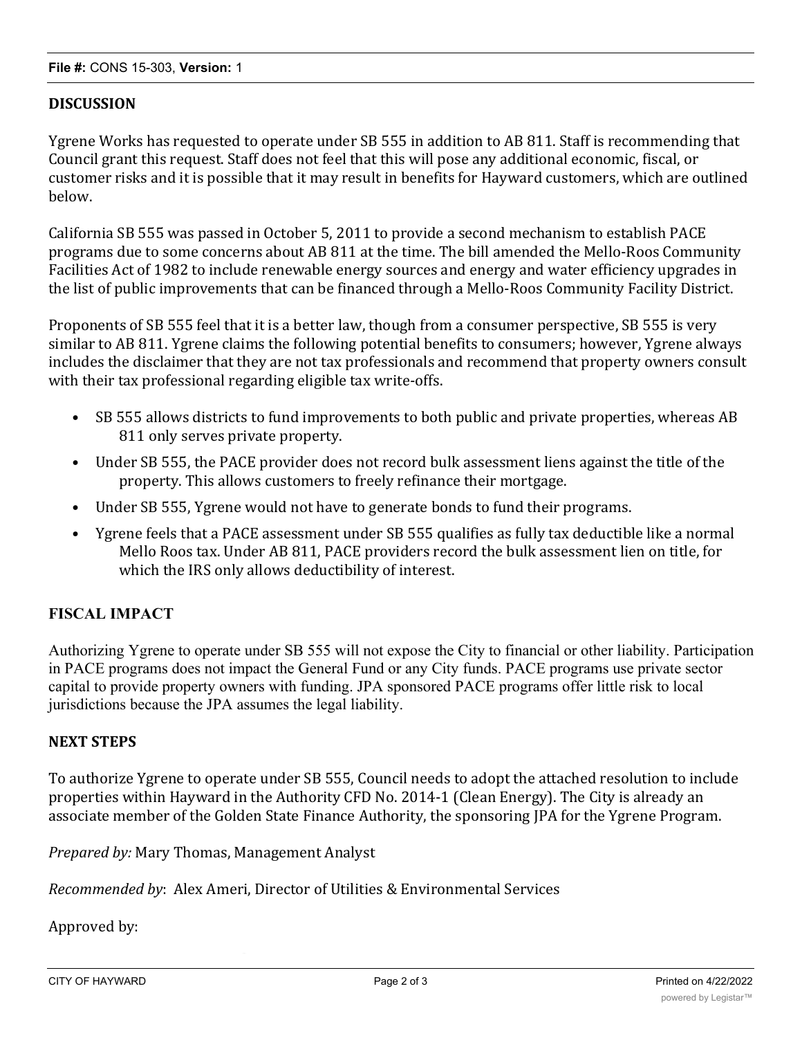**File #:** CONS 15-303, **Version:** 1

## DISCUSSION

Ygrene Works has requested to operate under SB 555 in addition to AB 811. Staff is recommending that Council grant this request. Staff does not feel that this will pose any additional economic, fiscal, or customer risks and it is possible that it may result in benefits for Hayward customers, which are outlined below.

California SB 555 was passed in October 5, 2011 to provide a second mechanism to establish PACE programs due to some concerns about AB 811 at the time. The bill amended the Mello-Roos Community Facilities Act of 1982 to include renewable energy sources and energy and water efficiency upgrades in the list of public improvements that can be financed through a Mello-Roos Community Facility District.

Proponents of SB 555 feel that it is a better law, though from a consumer perspective, SB 555 is very similar to AB 811. Ygrene claims the following potential benefits to consumers; however, Ygrene always includes the disclaimer that they are not tax professionals and recommend that property owners consult with their tax professional regarding eligible tax write-offs.

- SB 555 allows districts to fund improvements to both public and private properties, whereas AB 811 only serves private property.
- Under SB 555, the PACE provider does not record bulk assessment liens against the title of the property. This allows customers to freely refinance their mortgage.
- Under SB 555, Ygrene would not have to generate bonds to fund their programs.
- Ygrene feels that a PACE assessment under SB 555 qualifies as fully tax deductible like a normal Mello Roos tax. Under AB 811, PACE providers record the bulk assessment lien on title, for which the IRS only allows deductibility of interest.

## FISCAL IMPACT

Authorizing Ygrene to operate under SB 555 will not expose the City to financial or other liability. Participation in PACE programs does not impact the General Fund or any City funds. PACE programs use private sector capital to provide property owners with funding. JPA sponsored PACE programs offer little risk to local jurisdictions because the JPA assumes the legal liability.

## NEXT STEPS

To authorize Ygrene to operate under SB 555, Council needs to adopt the attached resolution to include properties within Hayward in the Authority CFD No. 2014-1 (Clean Energy). The City is already an associate member of the Golden State Finance Authority, the sponsoring JPA for the Ygrene Program.

*Prepared by:* Mary Thomas, Management Analyst

*Recommended by*: Alex Ameri, Director of Utilities & Environmental Services

Approved by: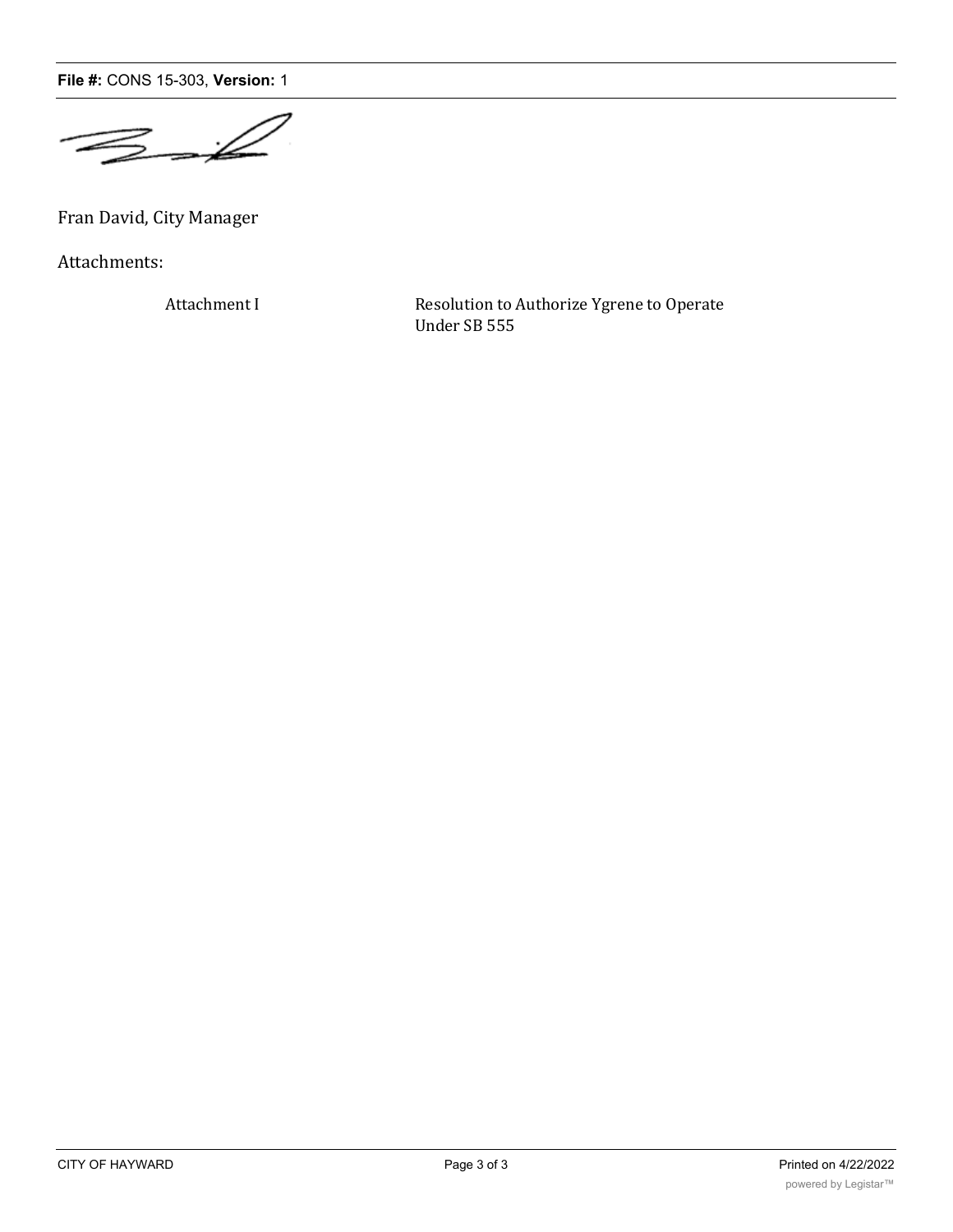Fran David, City Manager

Attachments:

| | |
|---|---|
| Attachment I | Resolution to Authorize Ygrene to Operate Under SB 555 |